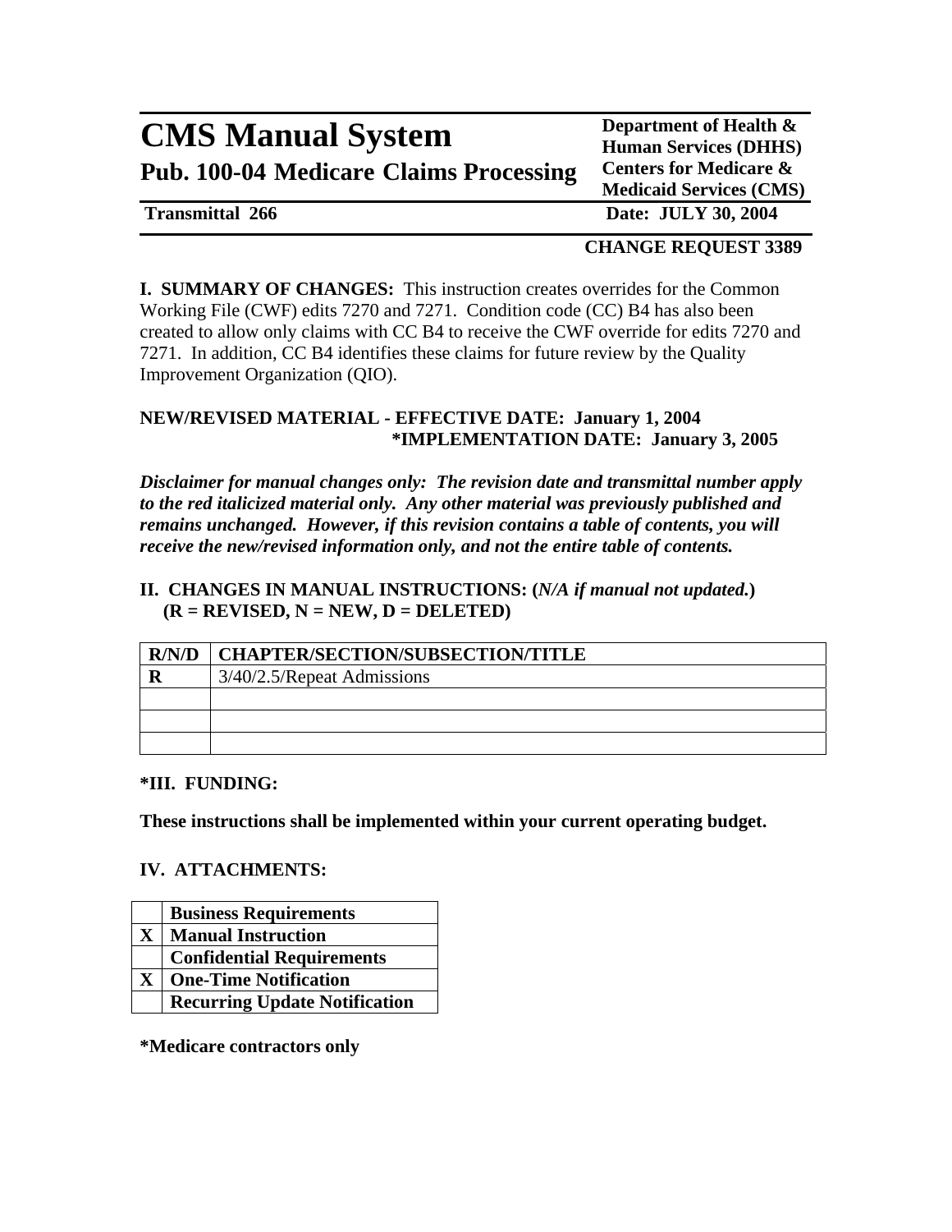# CMS Manual System

## Pub. 100-04 Medicare Claims Processing

**Department of Health & Human Services (DHHS)**
**Centers for Medicare & Medicaid Services (CMS)**

**Transmittal 266** **Date: JULY 30, 2004**

**CHANGE REQUEST 3389**

**I. SUMMARY OF CHANGES:** This instruction creates overrides for the Common Working File (CWF) edits 7270 and 7271. Condition code (CC) B4 has also been created to allow only claims with CC B4 to receive the CWF override for edits 7270 and 7271. In addition, CC B4 identifies these claims for future review by the Quality Improvement Organization (QIO).

**NEW/REVISED MATERIAL - EFFECTIVE DATE: January 1, 2004**
**\*IMPLEMENTATION DATE: January 3, 2005**

***Disclaimer for manual changes only: The revision date and transmittal number apply to the red italicized material only. Any other material was previously published and remains unchanged. However, if this revision contains a table of contents, you will receive the new/revised information only, and not the entire table of contents.***

**II. CHANGES IN MANUAL INSTRUCTIONS: (*N/A if manual not updated.*)**
**(R = REVISED, N = NEW, D = DELETED)**

| R/N/D | CHAPTER/SECTION/SUBSECTION/TITLE |
|---|---|
| **R** | 3/40/2.5/Repeat Admissions |
| | |
| | |
| | |

**\*III. FUNDING:**

**These instructions shall be implemented within your current operating budget.**

**IV. ATTACHMENTS:**

| | |
|---|---|
| | **Business Requirements** |
| **X** | **Manual Instruction** |
| | **Confidential Requirements** |
| **X** | **One-Time Notification** |
| | **Recurring Update Notification** |

**\*Medicare contractors only**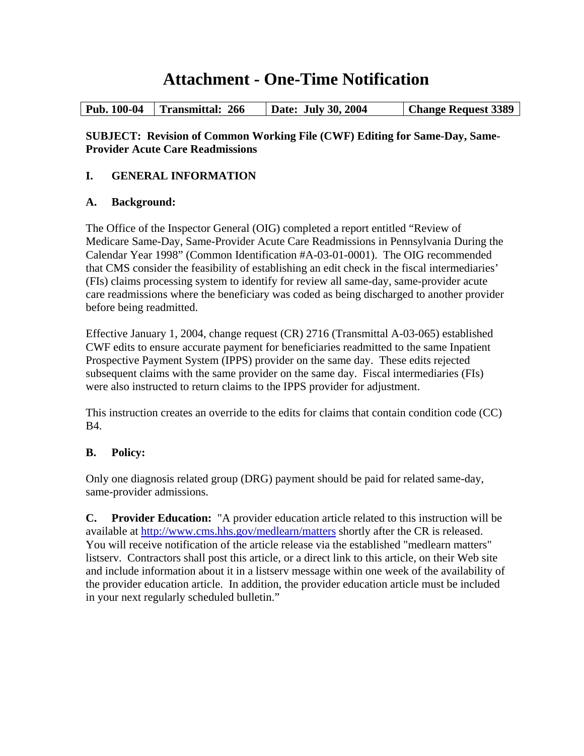# Attachment - One-Time Notification

| Pub. 100-04 | Transmittal: 266 | Date: July 30, 2004 | Change Request 3389 |
|---|---|---|---|

**SUBJECT: Revision of Common Working File (CWF) Editing for Same-Day, Same-Provider Acute Care Readmissions**

## I. GENERAL INFORMATION

### A. Background:

The Office of the Inspector General (OIG) completed a report entitled "Review of Medicare Same-Day, Same-Provider Acute Care Readmissions in Pennsylvania During the Calendar Year 1998" (Common Identification #A-03-01-0001). The OIG recommended that CMS consider the feasibility of establishing an edit check in the fiscal intermediaries' (FIs) claims processing system to identify for review all same-day, same-provider acute care readmissions where the beneficiary was coded as being discharged to another provider before being readmitted.

Effective January 1, 2004, change request (CR) 2716 (Transmittal A-03-065) established CWF edits to ensure accurate payment for beneficiaries readmitted to the same Inpatient Prospective Payment System (IPPS) provider on the same day. These edits rejected subsequent claims with the same provider on the same day. Fiscal intermediaries (FIs) were also instructed to return claims to the IPPS provider for adjustment.

This instruction creates an override to the edits for claims that contain condition code (CC) B4.

### B. Policy:

Only one diagnosis related group (DRG) payment should be paid for related same-day, same-provider admissions.

**C. Provider Education:** "A provider education article related to this instruction will be available at http://www.cms.hhs.gov/medlearn/matters shortly after the CR is released. You will receive notification of the article release via the established "medlearn matters" listserv. Contractors shall post this article, or a direct link to this article, on their Web site and include information about it in a listserv message within one week of the availability of the provider education article. In addition, the provider education article must be included in your next regularly scheduled bulletin."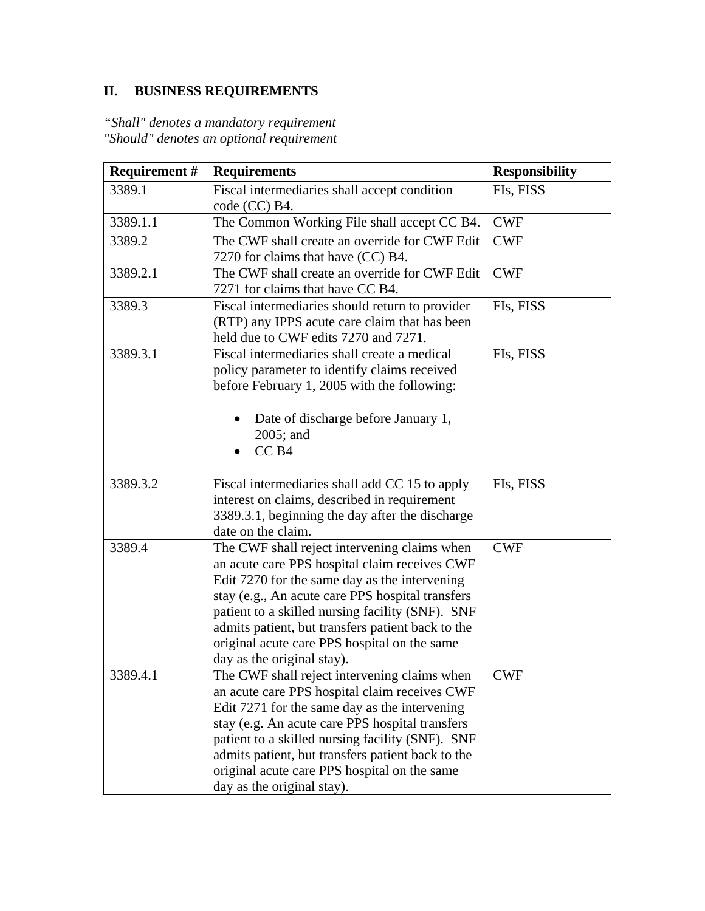## II. BUSINESS REQUIREMENTS

*"Shall" denotes a mandatory requirement*
*"Should" denotes an optional requirement*

| Requirement # | Requirements | Responsibility |
|---|---|---|
| 3389.1 | Fiscal intermediaries shall accept condition code (CC) B4. | FIs, FISS |
| 3389.1.1 | The Common Working File shall accept CC B4. | CWF |
| 3389.2 | The CWF shall create an override for CWF Edit 7270 for claims that have (CC) B4. | CWF |
| 3389.2.1 | The CWF shall create an override for CWF Edit 7271 for claims that have CC B4. | CWF |
| 3389.3 | Fiscal intermediaries should return to provider (RTP) any IPPS acute care claim that has been held due to CWF edits 7270 and 7271. | FIs, FISS |
| 3389.3.1 | Fiscal intermediaries shall create a medical policy parameter to identify claims received before February 1, 2005 with the following:<br><br>• Date of discharge before January 1, 2005; and<br>• CC B4 | FIs, FISS |
| 3389.3.2 | Fiscal intermediaries shall add CC 15 to apply interest on claims, described in requirement 3389.3.1, beginning the day after the discharge date on the claim. | FIs, FISS |
| 3389.4 | The CWF shall reject intervening claims when an acute care PPS hospital claim receives CWF Edit 7270 for the same day as the intervening stay (e.g., An acute care PPS hospital transfers patient to a skilled nursing facility (SNF). SNF admits patient, but transfers patient back to the original acute care PPS hospital on the same day as the original stay). | CWF |
| 3389.4.1 | The CWF shall reject intervening claims when an acute care PPS hospital claim receives CWF Edit 7271 for the same day as the intervening stay (e.g. An acute care PPS hospital transfers patient to a skilled nursing facility (SNF). SNF admits patient, but transfers patient back to the original acute care PPS hospital on the same day as the original stay). | CWF |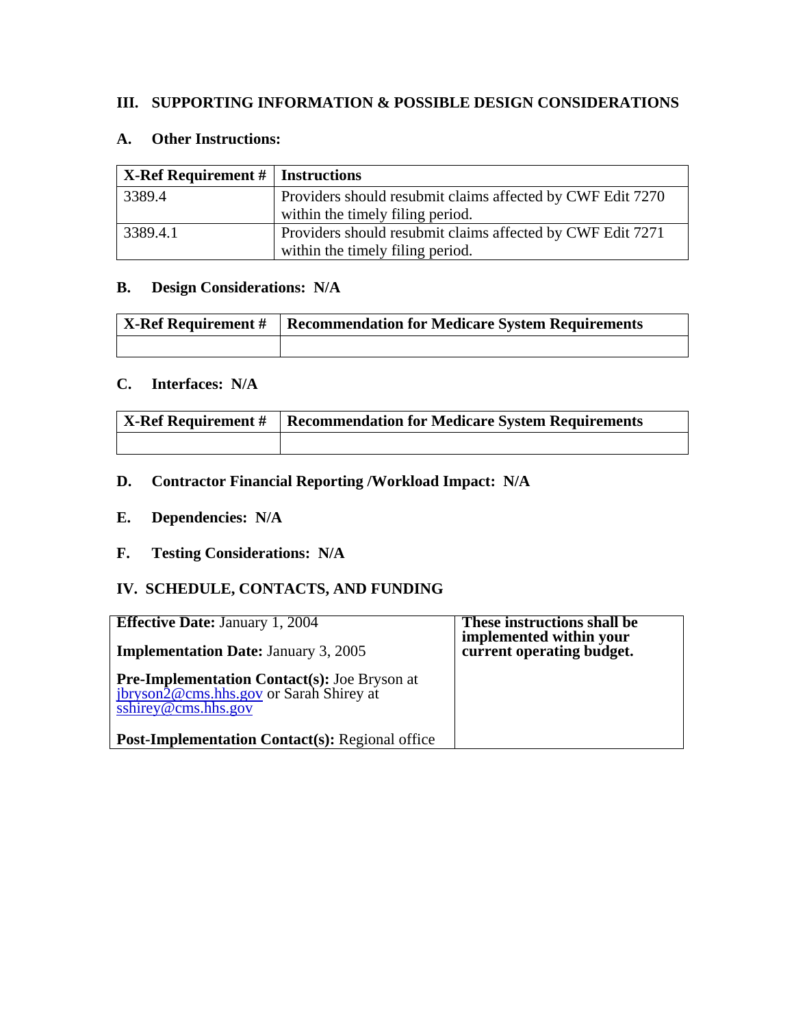## III. SUPPORTING INFORMATION & POSSIBLE DESIGN CONSIDERATIONS

### A. Other Instructions:

| X-Ref Requirement # | Instructions |
|---|---|
| 3389.4 | Providers should resubmit claims affected by CWF Edit 7270 within the timely filing period. |
| 3389.4.1 | Providers should resubmit claims affected by CWF Edit 7271 within the timely filing period. |

### B. Design Considerations: N/A

| X-Ref Requirement # | Recommendation for Medicare System Requirements |
|---|---|
| | |

### C. Interfaces: N/A

| X-Ref Requirement # | Recommendation for Medicare System Requirements |
|---|---|
| | |

### D. Contractor Financial Reporting /Workload Impact: N/A

### E. Dependencies: N/A

### F. Testing Considerations: N/A

## IV. SCHEDULE, CONTACTS, AND FUNDING

| | |
|---|---|
| **Effective Date:** January 1, 2004<br><br>**Implementation Date:** January 3, 2005<br><br>**Pre-Implementation Contact(s):** Joe Bryson at jbryson2@cms.hhs.gov or Sarah Shirey at sshirey@cms.hhs.gov<br><br>**Post-Implementation Contact(s):** Regional office | **These instructions shall be implemented within your current operating budget.** |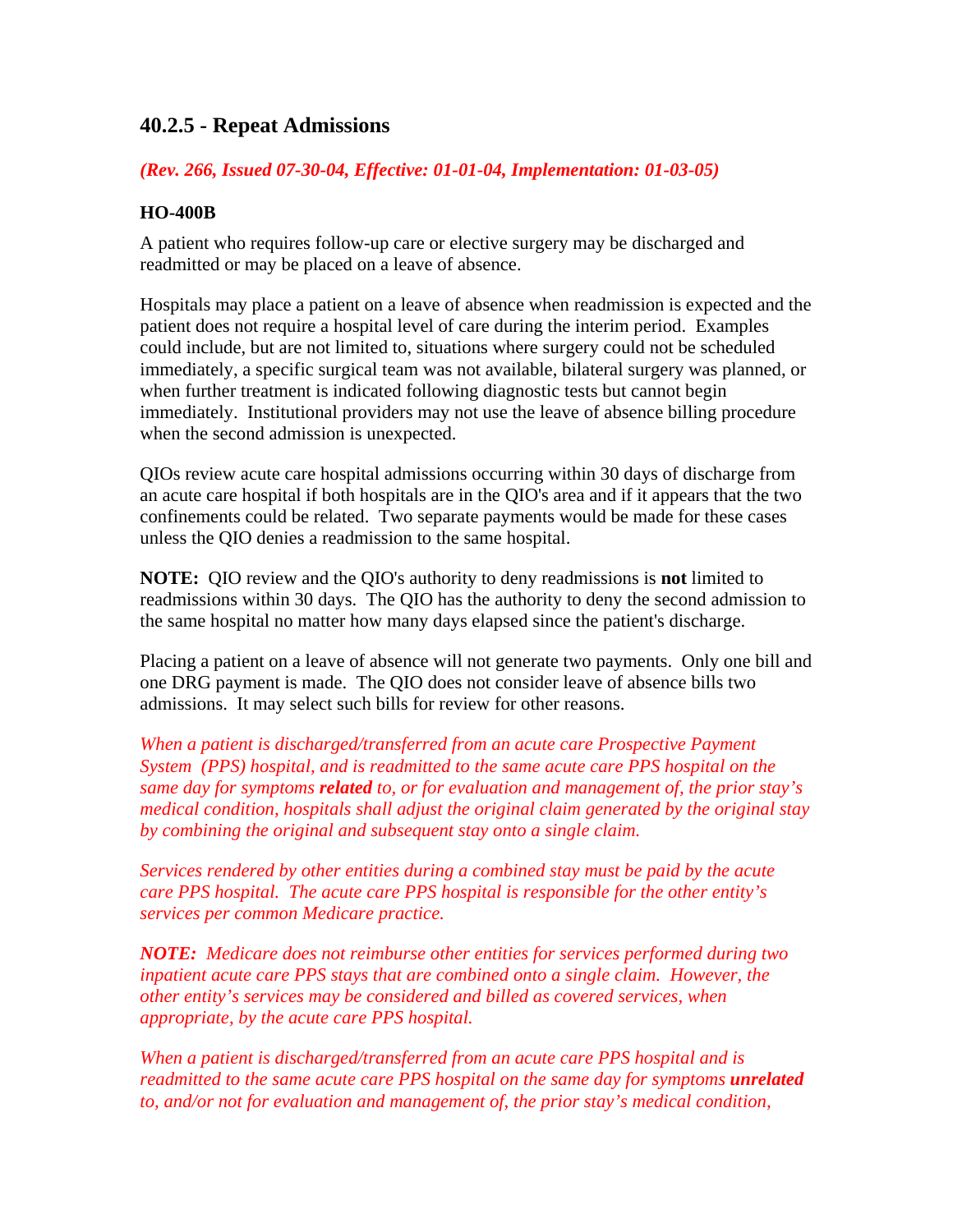### 40.2.5 - Repeat Admissions

***(Rev. 266, Issued 07-30-04, Effective: 01-01-04, Implementation: 01-03-05)***

**HO-400B**

A patient who requires follow-up care or elective surgery may be discharged and readmitted or may be placed on a leave of absence.

Hospitals may place a patient on a leave of absence when readmission is expected and the patient does not require a hospital level of care during the interim period. Examples could include, but are not limited to, situations where surgery could not be scheduled immediately, a specific surgical team was not available, bilateral surgery was planned, or when further treatment is indicated following diagnostic tests but cannot begin immediately. Institutional providers may not use the leave of absence billing procedure when the second admission is unexpected.

QIOs review acute care hospital admissions occurring within 30 days of discharge from an acute care hospital if both hospitals are in the QIO's area and if it appears that the two confinements could be related. Two separate payments would be made for these cases unless the QIO denies a readmission to the same hospital.

**NOTE:** QIO review and the QIO's authority to deny readmissions is **not** limited to readmissions within 30 days. The QIO has the authority to deny the second admission to the same hospital no matter how many days elapsed since the patient's discharge.

Placing a patient on a leave of absence will not generate two payments. Only one bill and one DRG payment is made. The QIO does not consider leave of absence bills two admissions. It may select such bills for review for other reasons.

*When a patient is discharged/transferred from an acute care Prospective Payment System (PPS) hospital, and is readmitted to the same acute care PPS hospital on the same day for symptoms **related** to, or for evaluation and management of, the prior stay's medical condition, hospitals shall adjust the original claim generated by the original stay by combining the original and subsequent stay onto a single claim.*

*Services rendered by other entities during a combined stay must be paid by the acute care PPS hospital. The acute care PPS hospital is responsible for the other entity's services per common Medicare practice.*

***NOTE:** Medicare does not reimburse other entities for services performed during two inpatient acute care PPS stays that are combined onto a single claim. However, the other entity's services may be considered and billed as covered services, when appropriate, by the acute care PPS hospital.*

*When a patient is discharged/transferred from an acute care PPS hospital and is readmitted to the same acute care PPS hospital on the same day for symptoms **unrelated** to, and/or not for evaluation and management of, the prior stay's medical condition,*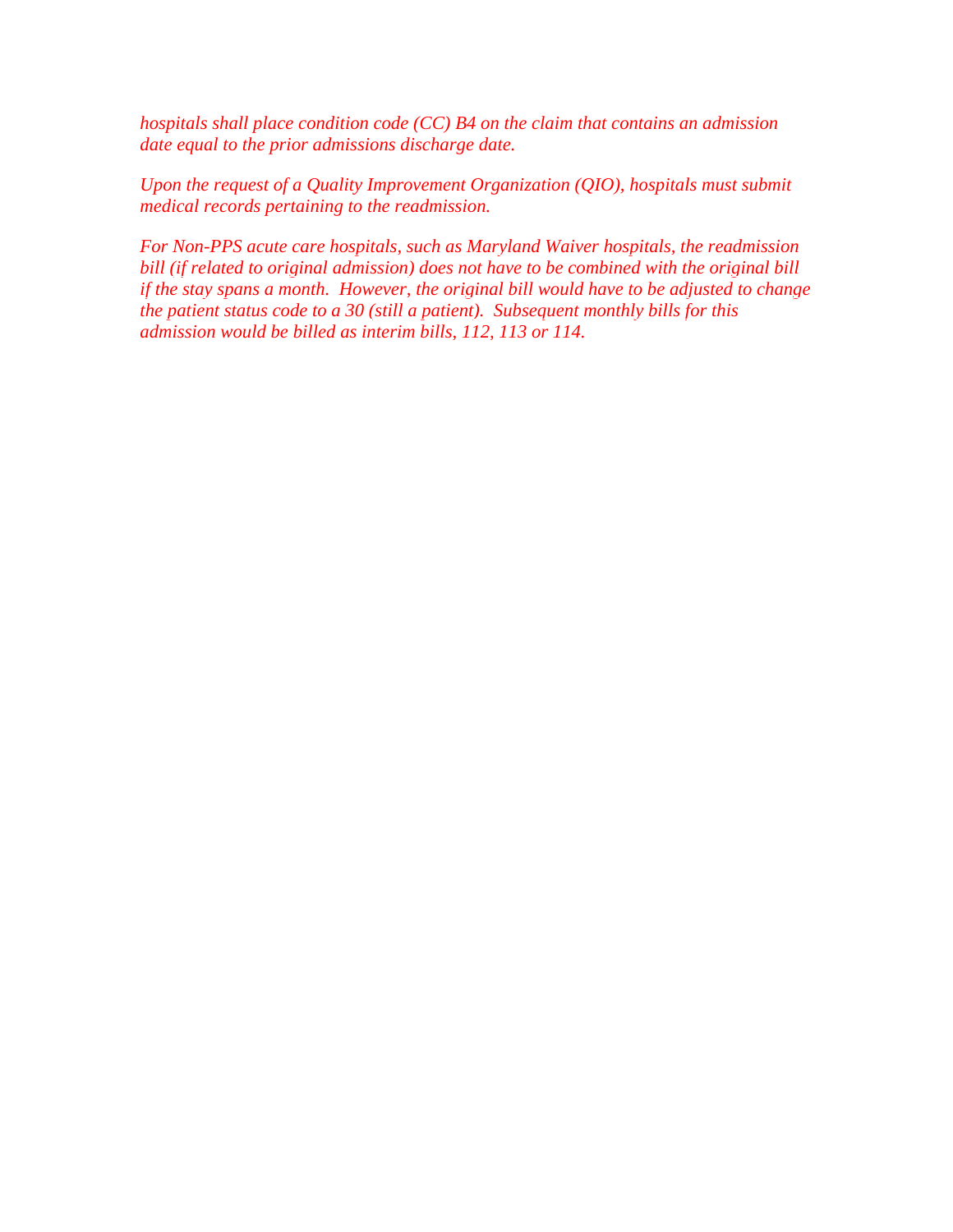*hospitals shall place condition code (CC) B4 on the claim that contains an admission date equal to the prior admissions discharge date.*

*Upon the request of a Quality Improvement Organization (QIO), hospitals must submit medical records pertaining to the readmission.*

*For Non-PPS acute care hospitals, such as Maryland Waiver hospitals, the readmission bill (if related to original admission) does not have to be combined with the original bill if the stay spans a month. However, the original bill would have to be adjusted to change the patient status code to a 30 (still a patient). Subsequent monthly bills for this admission would be billed as interim bills, 112, 113 or 114.*